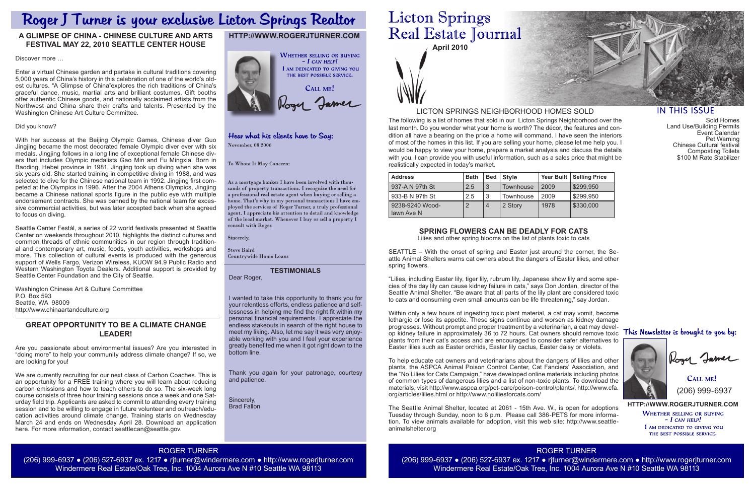# Roger J Turner is your exclusive Licton Springs Realtor

## A GLIMPSE OF CHINA - CHINESE CULTURE AND ARTS FESTIVAL MAY 22, 2010 SEATTLE CENTER HOUSE

Discover more …

Enter a virtual Chinese garden and partake in cultural traditions covering 5,000 years of China's history in this celebration of one of the world's oldest cultures. "A Glimpse of China"explores the rich traditions of China's graceful dance, music, martial arts and brilliant costumes. Gift booths offer authentic Chinese goods, and nationally acclaimed artists from the Northwest and China share their crafts and talents. Presented by the Washington Chinese Art Culture Committee.

Did you know?

With her success at the Beijing Olympic Games, Chinese diver Guo Jingjing became the most decorated female Olympic diver ever with six medals. Jingjing follows in a long line of exceptional female Chinese divers that includes Olympic medalists Gao Min and Fu Mingxia. Born in Baoding, Hebei province in 1981, Jingjing took up diving when she was six years old. She started training in competitive diving in 1988, and was selected to dive for the Chinese national team in 1992. Jingjing first competed at the Olympics in 1996. After the 2004 Athens Olympics, Jingjing became a Chinese national sports figure in the public eye with multiple endorsement contracts. She was banned by the national team for excessive commercial activities, but was later accepted back when she agreed to focus on diving.

Seattle Center Festál, a series of 22 world festivals presented at Seattle Center on weekends throughout 2010, highlights the distinct cultures and common threads of ethnic communities in our region through traditional and contemporary art, music, foods, youth activities, workshops and more. This collection of cultural events is produced with the generous support of Wells Fargo, Verizon Wireless, KUOW 94.9 Public Radio and Western Washington Toyota Dealers. Additional support is provided by Seattle Center Foundation and the City of Seattle.

Washington Chinese Art & Culture Committee
P.O. Box 593
Seattle, WA 98009
http://www.chinaartandculture.org

## GREAT OPPORTUNITY TO BE A CLIMATE CHANGE LEADER!

Are you passionate about environmental issues? Are you interested in "doing more" to help your community address climate change? If so, we are looking for you!

We are currently recruiting for our next class of Carbon Coaches. This is an opportunity for a FREE training where you will learn about reducing carbon emissions and how to teach others to do so. The six-week long course consists of three hour training sessions once a week and one Saturday field trip. Applicants are asked to commit to attending every training session and to be willing to engage in future volunteer and outreach/education activities around climate change. Training starts on Wednesday March 24 and ends on Wednesday April 28. Download an application here. For more information, contact seattlecan@seattle.gov.

## HTTP://WWW.ROGERJTURNER.COM

WHETHER SELLING OR BUYING – *I CAN HELP!*
I AM DEDICATED TO GIVING YOU THE BEST POSSIBLE SERVICE.

CALL ME!

Roger Turner

### Hear what his clients have to Say:

November, 08 2006

To Whom It May Concern:

As a mortgage banker I have been involved with thousands of property transactions. I recognize the need for a professional real estate agent when buying or selling a home. That's why in my personal transactions I have employed the services of Roger Turner, a truly professional agent. I appreciate his attention to detail and knowledge of the local market. Whenever I buy or sell a property I consult with Roger.

Sincerely,

Steve Baird
Countrywide Home Loans

### TESTIMONIALS

Dear Roger,

I wanted to take this opportunity to thank you for your relentless efforts, endless patience and selflessness in helping me find the right fit within my personal financial requirements. I appreciate the endless stakeouts in search of the right house to meet my liking. Also, let me say it was very enjoyable working with you and I feel your experience greatly benefited me when it got right down to the bottom line.

Thank you again for your patronage, courtesy and patience.

Sincerely,
Brad Fallon

ROGER TURNER
(206) 999-6937 ● (206) 527-6937 ex. 1217 ● rjturner@windermere.com ● http://www.rogerjturner.com
Windermere Real Estate/Oak Tree, Inc. 1004 Aurora Ave N #10 Seattle WA 98113

# Licton Springs Real Estate Journal

**April 2010**

## IN THIS ISSUE

Sold Homes
Land Use/Building Permits
Event Calendar
Pet Warning
Chinese Cultural festival
Composting Toilets
$100 M Rate Stabilizer

## LICTON SPRINGS NEIGHBORHOOD HOMES SOLD

The following is a list of homes that sold in our Licton Springs Neighborhood over the last month. Do you wonder what your home is worth? The décor, the features and condition all have a bearing on the price a home will command. I have seen the interiors of most of the homes in this list. If you are selling your home, please let me help you. I would be happy to view your home, prepare a market analysis and discuss the details with you. I can provide you with useful information, such as a sales price that might be realistically expected in today's market.

| Address | Bath | Bed | Style | Year Built | Selling Price |
|---|---|---|---|---|---|
| 937-A N 97th St | 2.5 | 3 | Townhouse | 2009 | $299,950 |
| 933-B N 97th St | 2.5 | 3 | Townhouse | 2009 | $299,950 |
| 9238-9240 Woodlawn Ave N | 2 | 4 | 2 Story | 1978 | $330,000 |

## SPRING FLOWERS CAN BE DEADLY FOR CATS

Lilies and other spring blooms on the list of plants toxic to cats

SEATTLE – With the onset of spring and Easter just around the corner, the Seattle Animal Shelters warns cat owners about the dangers of Easter lilies, and other spring flowers.

"Lilies, including Easter lily, tiger lily, rubrum lily, Japanese show lily and some species of the day lily can cause kidney failure in cats," says Don Jordan, director of the Seattle Animal Shelter. "Be aware that all parts of the lily plant are considered toxic to cats and consuming even small amounts can be life threatening," say Jordan.

Within only a few hours of ingesting toxic plant material, a cat may vomit, become lethargic or lose its appetite. These signs continue and worsen as kidney damage progresses. Without prompt and proper treatment by a veterinarian, a cat may develop kidney failure in approximately 36 to 72 hours. Cat owners should remove toxic plants from their cat's access and are encouraged to consider safer alternatives to Easter lilies such as Easter orchids, Easter lily cactus, Easter daisy or violets.

To help educate cat owners and veterinarians about the dangers of lilies and other plants, the ASPCA Animal Poison Control Center, Cat Fanciers' Association, and the "No Lilies for Cats Campaign," have developed online materials including photos of common types of dangerous lilies and a list of non-toxic plants. To download the materials, visit http://www.aspca.org/pet-care/poison-control/plants/, http://www.cfa.org/articles/lilies.html or http://www.noliliesforcats.com/

The Seattle Animal Shelter, located at 2061 - 15th Ave. W., is open for adoptions Tuesday through Sunday, noon to 6 p.m. Please call 386-PETS for more information. To view animals available for adoption, visit this web site: http://www.seattleanimalshelter.org

### This Newsletter is brought to you by:

Roger Turner

CALL ME!
(206) 999-6937

**HTTP://WWW.ROGERJTURNER.COM**

WHETHER SELLING OR BUYING – *I CAN HELP!*
I AM DEDICATED TO GIVING YOU THE BEST POSSIBLE SERVICE.

ROGER TURNER
(206) 999-6937 ● (206) 527-6937 ex. 1217 ● rjturner@windermere.com ● http://www.rogerjturner.com
Windermere Real Estate/Oak Tree, Inc. 1004 Aurora Ave N #10 Seattle WA 98113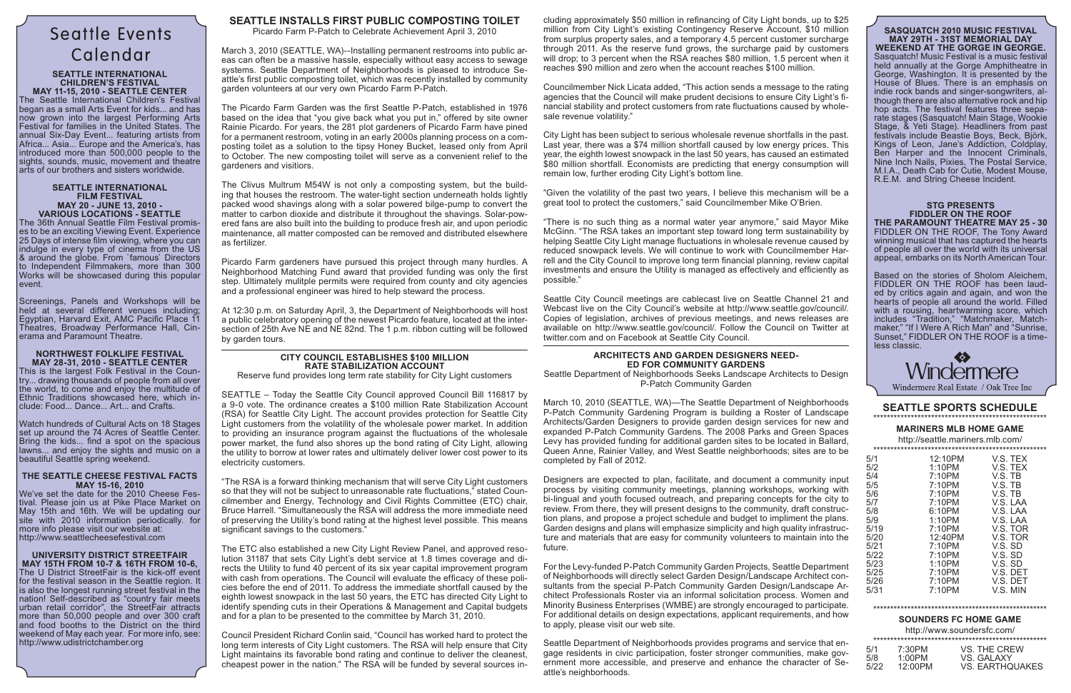# Seattle Events Calendar

### SEATTLE INTERNATIONAL CHILDREN'S FESTIVAL MAY 11-15, 2010 - SEATTLE CENTER

The Seattle International Children's Festival began as a small Arts Event for kids... and has now grown into the largest Performing Arts Festival for families in the United States. The annual Six-Day Event... featuring artists from Africa... Asia... Europe and the America's, has introduced more than 500,000 people to the sights, sounds, music, movement and theatre arts of our brothers and sisters worldwide.

### SEATTLE INTERNATIONAL FILM FESTIVAL MAY 20 - JUNE 13, 2010 - VARIOUS LOCATIONS - SEATTLE

The 36th Annual Seattle Film Festival promises to be an exciting Viewing Event. Experience 25 Days of intense film viewing, where you can indulge in every type of cinema from the US & around the globe. From `famous` Directors to Independent Filmmakers, more than 300 Works will be showcased during this popular event.

Screenings, Panels and Workshops will be held at several different venues including; Egyptian, Harvard Exit, AMC Pacific Place 11 Theatres, Broadway Performance Hall, Cinerama and Paramount Theatre.

### NORTHWEST FOLKLIFE FESTIVAL MAY 28-31, 2010 - SEATTLE CENTER

This is the largest Folk Festival in the Country... drawing thousands of people from all over the world, to come and enjoy the multitude of Ethnic Traditions showcased here, which include: Food... Dance... Art... and Crafts.

Watch hundreds of Cultural Acts on 18 Stages set up around the 74 Acres of Seattle Center. Bring the kids... find a spot on the spacious lawns... and enjoy the sights and music on a beautiful Seattle spring weekend.

### THE SEATTLE CHEESE FESTIVAL FACTS MAY 15-16, 2010

We've set the date for the 2010 Cheese Festival. Please join us at Pike Place Market on May 15th and 16th. We will be updating our site with 2010 information periodically. for more info please visit our website at: http://www.seattlecheesefestival.com

### UNIVERSITY DISTRICT STREETFAIR MAY 15TH FROM 10-7 & 16TH FROM 10-6,

The U District StreetFair is the kick-off event for the festival season in the Seattle region. It is also the longest running street festival in the nation! Self-described as "country fair meets urban retail corridor", the StreetFair attracts more than 50,000 people and over 300 craft and food booths to the District on the third weekend of May each year. For more info, see: http://www.udistrictchamber.org

## SEATTLE INSTALLS FIRST PUBLIC COMPOSTING TOILET

Picardo Farm P-Patch to Celebrate Achievement April 3, 2010

March 3, 2010 (SEATTLE, WA)--Installing permanent restrooms into public areas can often be a massive hassle, especially without easy access to sewage systems. Seattle Department of Neighborhoods is pleased to introduce Seattle's first public composting toilet, which was recently installed by community garden volunteers at our very own Picardo Farm P-Patch.

The Picardo Farm Garden was the first Seattle P-Patch, established in 1976 based on the idea that "you give back what you put in," offered by site owner Rainie Picardo. For years, the 281 plot gardeners of Picardo Farm have pined for a permanent restroom, voting in an early 2000s planning process on a composting toilet as a solution to the tipsy Honey Bucket, leased only from April to October. The new composting toilet will serve as a convenient relief to the gardeners and visitors.

The Clivus Multrum M54W is not only a composting system, but the building that houses the restroom. The water-tight section underneath holds lightly packed wood shavings along with a solar powered bilge-pump to convert the matter to carbon dioxide and distribute it throughout the shavings. Solar-powered fans are also built into the building to produce fresh air, and upon periodic maintenance, all matter composted can be removed and distributed elsewhere as fertilizer.

Picardo Farm gardeners have pursued this project through many hurdles. A Neighborhood Matching Fund award that provided funding was only the first step. Ultimately mulitple permits were required from county and city agencies and a professional engineer was hired to help steward the process.

At 12:30 p.m. on Saturday April, 3, the Department of Neighborhoods will host a public celebratory opening of the newest Picardo feature, located at the intersection of 25th Ave NE and NE 82nd. The 1 p.m. ribbon cutting will be followed by garden tours.

### CITY COUNCIL ESTABLISHES $100 MILLION RATE STABILIZATION ACCOUNT

Reserve fund provides long term rate stability for City Light customers

SEATTLE – Today the Seattle City Council approved Council Bill 116817 by a 9-0 vote. The ordinance creates a $100 million Rate Stabilization Account (RSA) for Seattle City Light. The account provides protection for Seattle City Light customers from the volatility of the wholesale power market. In addition to providing an insurance program against the fluctuations of the wholesale power market, the fund also shores up the bond rating of City Light, allowing the utility to borrow at lower rates and ultimately deliver lower cost power to its electricity customers.

"The RSA is a forward thinking mechanism that will serve City Light customers so that they will not be subject to unreasonable rate fluctuations," stated Councilmember Energy, Technology and Civil Rights Committee (ETC) chair, Bruce Harrell. "Simultaneously the RSA will address the more immediate need of preserving the Utility's bond rating at the highest level possible. This means significant savings to the customers."

The ETC also established a new City Light Review Panel, and approved resolution 31187 that sets City Light's debt service at 1.8 times coverage and directs the Utility to fund 40 percent of its six year capital improvement program with cash from operations. The Council will evaluate the efficacy of these policies before the end of 2011. To address the immediate shortfall caused by the eighth lowest snowpack in the last 50 years, the ETC has directed City Light to identify spending cuts in their Operations & Management and Capital budgets and for a plan to be presented to the committee by March 31, 2010.

Council President Richard Conlin said, "Council has worked hard to protect the long term interests of City Light customers. The RSA will help ensure that City Light maintains its favorable bond rating and continue to deliver the cleanest, cheapest power in the nation." The RSA will be funded by several sources including approximately $50 million in refinancing of City Light bonds, up to $25 million from City Light's existing Contingency Reserve Account, $10 million from surplus property sales, and a temporary 4.5 percent customer surcharge through 2011. As the reserve fund grows, the surcharge paid by customers will drop; to 3 percent when the RSA reaches $80 million, 1.5 percent when it reaches $90 million and zero when the account reaches $100 million.

Councilmember Nick Licata added, "This action sends a message to the rating agencies that the Council will make prudent decisions to ensure City Light's financial stability and protect customers from rate fluctuations caused by wholesale revenue volatility."

City Light has been subject to serious wholesale revenue shortfalls in the past. Last year, there was a $74 million shortfall caused by low energy prices. This year, the eighth lowest snowpack in the last 50 years, has caused an estimated $80 million shortfall. Economists are predicting that energy consumption will remain low, further eroding City Light's bottom line.

"Given the volatility of the past two years, I believe this mechanism will be a great tool to protect the customers," said Councilmember Mike O'Brien.

"There is no such thing as a normal water year anymore," said Mayor Mike McGinn. "The RSA takes an important step toward long term sustainability by helping Seattle City Light manage fluctuations in wholesale revenue caused by reduced snowpack levels. We will continue to work with Councilmember Harrell and the City Council to improve long term financial planning, review capital investments and ensure the Utility is managed as effectively and efficiently as possible."

Seattle City Council meetings are cablecast live on Seattle Channel 21 and Webcast live on the City Council's website at http://www.seattle.gov/council/. Copies of legislation, archives of previous meetings, and news releases are available on http://www.seattle.gov/council/. Follow the Council on Twitter at twitter.com and on Facebook at Seattle City Council.

### ARCHITECTS AND GARDEN DESIGNERS NEEDED FOR COMMUNITY GARDENS

Seattle Department of Neighborhoods Seeks Landscape Architects to Design P-Patch Community Garden

March 10, 2010 (SEATTLE, WA)—The Seattle Department of Neighborhoods P-Patch Community Gardening Program is building a Roster of Landscape Architects/Garden Designers to provide garden design services for new and expanded P-Patch Community Gardens. The 2008 Parks and Green Spaces Levy has provided funding for additional garden sites to be located in Ballard, Queen Anne, Rainier Valley, and West Seattle neighborhoods; sites are to be completed by Fall of 2012.

Designers are expected to plan, facilitate, and document a community input process by visiting community meetings, planning workshops, working with bi-lingual and youth focused outreach, and preparing concepts for the city to review. From there, they will present designs to the community, draft construction plans, and propose a project schedule and budget to impliment the plans. Garden designs and plans will emphasize simplicity and high quality infrastructure and materials that are easy for community volunteers to maintain into the future.

For the Levy-funded P-Patch Community Garden Projects, Seattle Department of Neighborhoods will directly select Garden Design/Landscape Architect consultants from the special P-Patch Community Garden Design/Landscape Architect Professionals Roster via an informal solicitation process. Women and Minority Business Enterprises (WMBE) are strongly encouraged to participate. For additional details on design expectations, applicant requirements, and how to apply, please visit our web site.

Seattle Department of Neighborhoods provides programs and service that engage residents in civic participation, foster stronger communities, make government more accessible, and preserve and enhance the character of Seattle's neighborhoods.

### SASQUATCH 2010 MUSIC FESTIVAL MAY 29TH - 31ST MEMORIAL DAY WEEKEND AT THE GORGE IN GEORGE.

Sasquatch! Music Festival is a music festival held annually at the Gorge Amphitheatre in George, Washington. It is presented by the House of Blues. There is an emphasis on indie rock bands and singer-songwriters, although there are also alternative rock and hip hop acts. The festival features three separate stages (Sasquatch! Main Stage, Wookie Stage, & Yeti Stage). Headliners from past festivals include Beastie Boys, Beck, Björk, Kings of Leon, Jane's Addiction, Coldplay, Ben Harper and the Innocent Criminals, Nine Inch Nails, Pixies, The Postal Service, M.I.A., Death Cab for Cutie, Modest Mouse, R.E.M. and String Cheese Incident.

### STG PRESENTS FIDDLER ON THE ROOF THE PARAMOUNT THEATRE MAY 25 - 30

FIDDLER ON THE ROOF, The Tony Award winning musical that has captured the hearts of people all over the world with its universal appeal, embarks on its North American Tour.

Based on the stories of Sholom Aleichem, FIDDLER ON THE ROOF has been lauded by critics again and again, and won the hearts of people all around the world. Filled with a rousing, heartwarming score, which includes "Tradition," "Matchmaker, Matchmaker," "If I Were A Rich Man" and "Sunrise, Sunset," FIDDLER ON THE ROOF is a timeless classic.

Windermere

Windermere Real Estate / Oak Tree Inc

## SEATTLE SPORTS SCHEDULE

### MARINERS MLB HOME GAME

http://seattle.mariners.mlb.com/

| | | |
|---|---|---|
| 5/1 | 12:10PM | V.S. TEX |
| 5/2 | 1:10PM | V.S. TEX |
| 5/4 | 7:10PM | V.S. TB |
| 5/5 | 7:10PM | V.S. TB |
| 5/6 | 7:10PM | V.S. TB |
| 5/7 | 7:10PM | V.S. LAA |
| 5/8 | 6:10PM | V.S. LAA |
| 5/9 | 1:10PM | V.S. LAA |
| 5/19 | 7:10PM | V.S. TOR |
| 5/20 | 12:40PM | V.S. TOR |
| 5/21 | 7:10PM | V.S. SD |
| 5/22 | 7:10PM | V.S. SD |
| 5/23 | 1:10PM | V.S. SD |
| 5/25 | 7:10PM | V.S. DET |
| 5/26 | 7:10PM | V.S. DET |
| 5/31 | 7:10PM | V.S. MIN |

### SOUNDERS FC HOME GAME

http://www.soundersfc.com/

| | | |
|---|---|---|
| 5/1 | 7:30PM | VS. THE CREW |
| 5/8 | 1:00PM | VS. GALAXY |
| 5/22 | 12:00PM | VS. EARTHQUAKES |